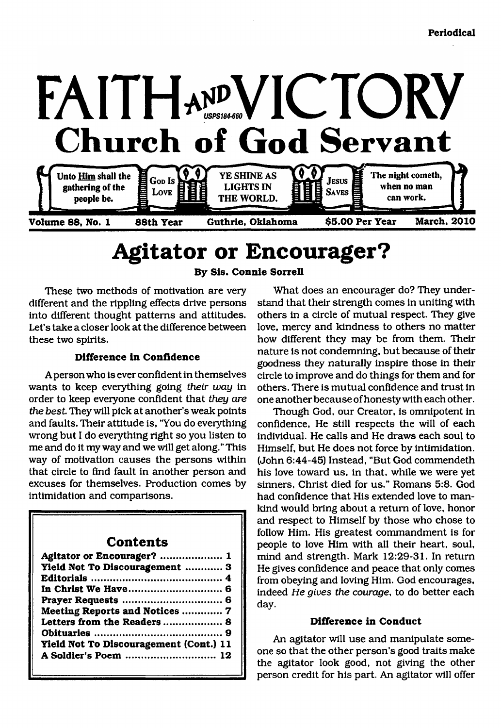Periodical

# FAITH AND VICTORY

USPS184-660

## Church of God Servant

Unto Him shall the gathering of the people be. | God Is Love | YE SHINE AS LIGHTS IN THE WORLD. | Jesus Saves | The night cometh, when no man can work.

Volume 88, No. 1 | 88th Year | Guthrie, Oklahoma | $5.00 Per Year | March, 2010

# Agitator or Encourager?

By Sis. Connie Sorrell

These two methods of motivation are very different and the rippling effects drive persons into different thought patterns and attitudes. Let's take a closer look at the difference between these two spirits.

### Difference in Confidence

A person who is ever confident in themselves wants to keep everything going *their way* in order to keep everyone confident that *they are the best*. They will pick at another's weak points and faults. Their attitude is, "You do everything wrong but I do everything right so you listen to me and do it my way and we will get along." This way of motivation causes the persons within that circle to find fault in another person and excuses for themselves. Production comes by intimidation and comparisons.

What does an encourager do? They understand that their strength comes in uniting with others in a circle of mutual respect. They give love, mercy and kindness to others no matter how different they may be from them. Their nature is not condemning, but because of their goodness they naturally inspire those in their circle to improve and do things for them and for others. There is mutual confidence and trust in one another because of honesty with each other.

Though God, our Creator, is omnipotent in confidence, He still respects the will of each individual. He calls and He draws each soul to Himself, but He does not force by intimidation. (John 6:44-45) Instead, "But God commendeth his love toward us, in that, while we were yet sinners, Christ died for us." Romans 5:8. God had confidence that His extended love to mankind would bring about a return of love, honor and respect to Himself by those who chose to follow Him. His greatest commandment is for people to love Him with all their heart, soul, mind and strength. Mark 12:29-31. In return He gives confidence and peace that only comes from obeying and loving Him. God encourages, indeed *He gives the courage*, to do better each day.

### Difference in Conduct

An agitator will use and manipulate someone so that the other person's good traits make the agitator look good, not giving the other person credit for his part. An agitator will offer

## Contents

| | |
|---|---|
| Agitator or Encourager? | 1 |
| Yield Not To Discouragement | 3 |
| Editorials | 4 |
| In Christ We Have | 6 |
| Prayer Requests | 6 |
| Meeting Reports and Notices | 7 |
| Letters from the Readers | 8 |
| Obituaries | 9 |
| Yield Not To Discouragement (Cont.) | 11 |
| A Soldier's Poem | 12 |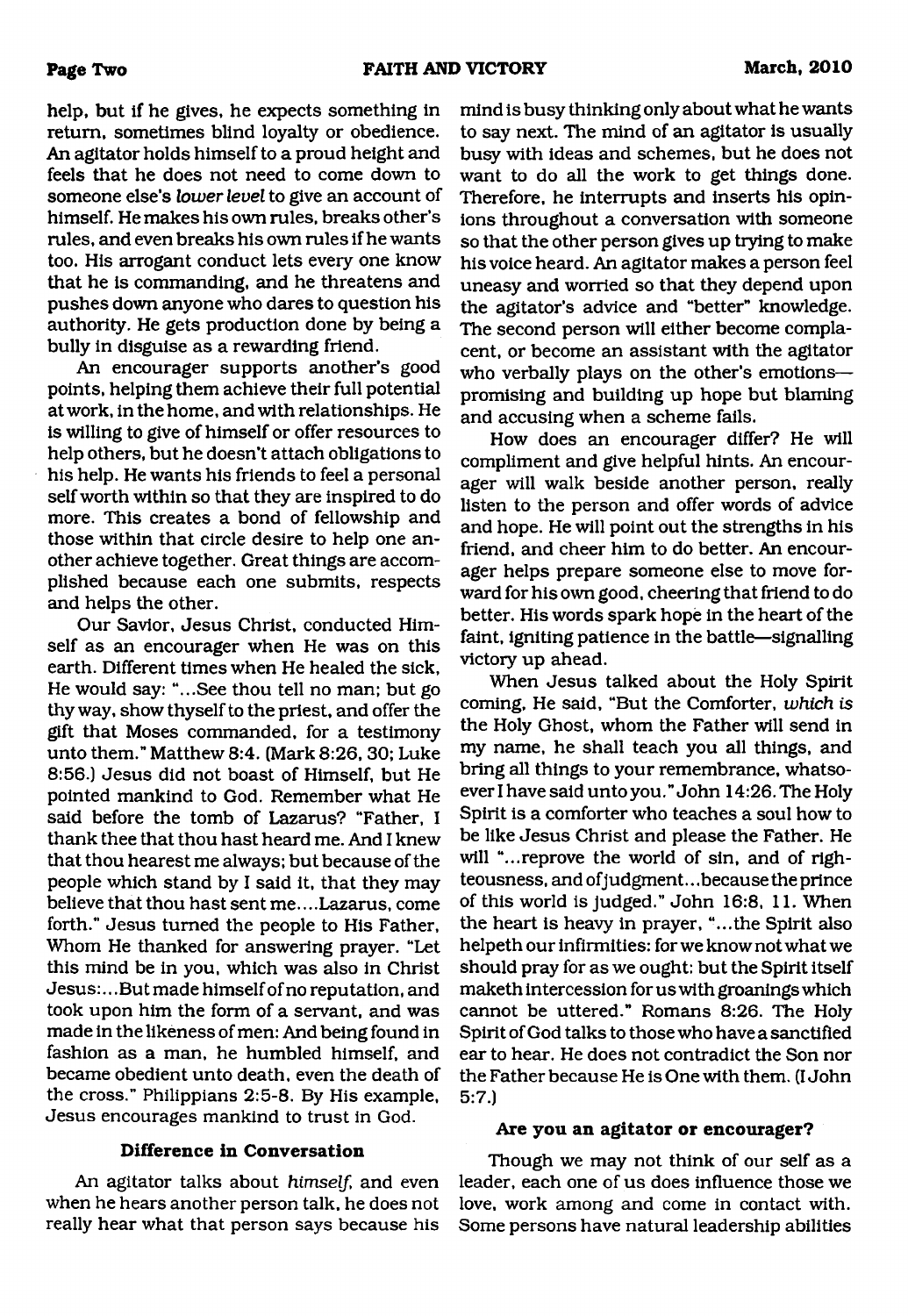help, but if he gives, he expects something in return, sometimes blind loyalty or obedience. An agitator holds himself to a proud height and feels that he does not need to come down to someone else's *lower level* to give an account of himself. He makes his own rules, breaks other's rules, and even breaks his own rules if he wants too. His arrogant conduct lets every one know that he is commanding, and he threatens and pushes down anyone who dares to question his authority. He gets production done by being a bully in disguise as a rewarding friend.

An encourager supports another's good points, helping them achieve their full potential at work, in the home, and with relationships. He is willing to give of himself or offer resources to help others, but he doesn't attach obligations to his help. He wants his friends to feel a personal self worth within so that they are inspired to do more. This creates a bond of fellowship and those within that circle desire to help one another achieve together. Great things are accomplished because each one submits, respects and helps the other.

Our Savior, Jesus Christ, conducted Himself as an encourager when He was on this earth. Different times when He healed the sick, He would say: "...See thou tell no man; but go thy way, show thyself to the priest, and offer the gift that Moses commanded, for a testimony unto them." Matthew 8:4. (Mark 8:26, 30; Luke 8:56.) Jesus did not boast of Himself, but He pointed mankind to God. Remember what He said before the tomb of Lazarus? "Father, I thank thee that thou hast heard me. And I knew that thou hearest me always; but because of the people which stand by I said it, that they may believe that thou hast sent me....Lazarus, come forth." Jesus turned the people to His Father, Whom He thanked for answering prayer. "Let this mind be in you, which was also in Christ Jesus:...But made himself of no reputation, and took upon him the form of a servant, and was made in the likeness of men: And being found in fashion as a man, he humbled himself, and became obedient unto death, even the death of the cross." Philippians 2:5-8. By His example, Jesus encourages mankind to trust in God.

### Difference in Conversation

An agitator talks about *himself*, and even when he hears another person talk, he does not really hear what that person says because his mind is busy thinking only about what he wants to say next. The mind of an agitator is usually busy with ideas and schemes, but he does not want to do all the work to get things done. Therefore, he interrupts and inserts his opinions throughout a conversation with someone so that the other person gives up trying to make his voice heard. An agitator makes a person feel uneasy and worried so that they depend upon the agitator's advice and "better" knowledge. The second person will either become complacent, or become an assistant with the agitator who verbally plays on the other's emotions—promising and building up hope but blaming and accusing when a scheme fails.

How does an encourager differ? He will compliment and give helpful hints. An encourager will walk beside another person, really listen to the person and offer words of advice and hope. He will point out the strengths in his friend, and cheer him to do better. An encourager helps prepare someone else to move forward for his own good, cheering that friend to do better. His words spark hope in the heart of the faint, igniting patience in the battle—signalling victory up ahead.

When Jesus talked about the Holy Spirit coming, He said, "But the Comforter, *which is* the Holy Ghost, whom the Father will send in my name, he shall teach you all things, and bring all things to your remembrance, whatsoever I have said unto you." John 14:26. The Holy Spirit is a comforter who teaches a soul how to be like Jesus Christ and please the Father. He will "...reprove the world of sin, and of righteousness, and of judgment...because the prince of this world is judged." John 16:8, 11. When the heart is heavy in prayer, "...the Spirit also helpeth our infirmities: for we know not what we should pray for as we ought: but the Spirit itself maketh intercession for us with groanings which cannot be uttered." Romans 8:26. The Holy Spirit of God talks to those who have a sanctified ear to hear. He does not contradict the Son nor the Father because He is One with them. (I John 5:7.)

### Are you an agitator or encourager?

Though we may not think of our self as a leader, each one of us does influence those we love, work among and come in contact with. Some persons have natural leadership abilities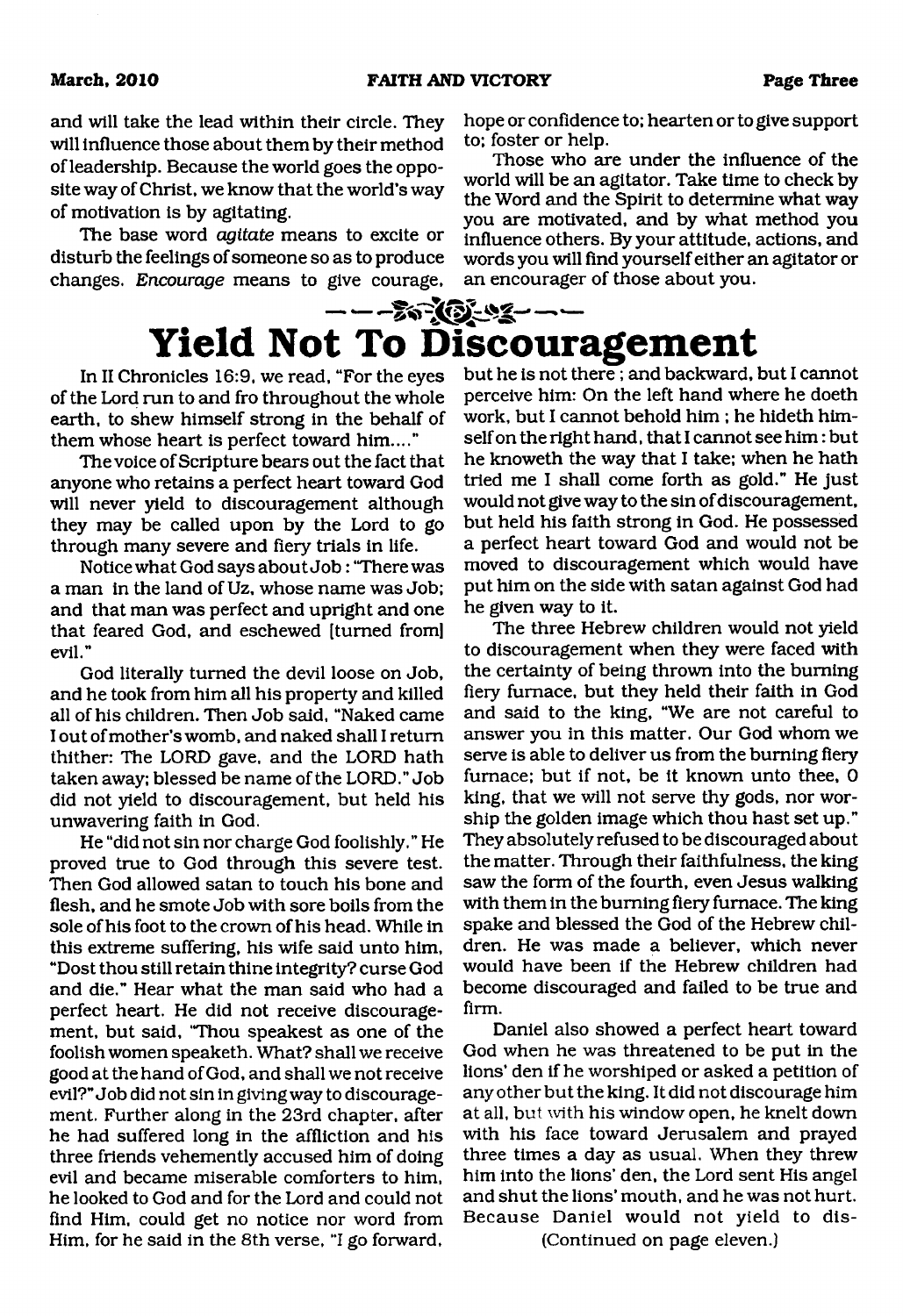and will take the lead within their circle. They will influence those about them by their method of leadership. Because the world goes the opposite way of Christ, we know that the world's way of motivation is by agitating.

The base word *agitate* means to excite or disturb the feelings of someone so as to produce changes. *Encourage* means to give courage, hope or confidence to; hearten or to give support to; foster or help.

Those who are under the influence of the world will be an agitator. Take time to check by the Word and the Spirit to determine what way you are motivated, and by what method you influence others. By your attitude, actions, and words you will find yourself either an agitator or an encourager of those about you.

# Yield Not To Discouragement

In II Chronicles 16:9, we read, "For the eyes of the Lord run to and fro throughout the whole earth, to shew himself strong in the behalf of them whose heart is perfect toward him...."

The voice of Scripture bears out the fact that anyone who retains a perfect heart toward God will never yield to discouragement although they may be called upon by the Lord to go through many severe and fiery trials in life.

Notice what God says about Job : "There was a man in the land of Uz, whose name was Job; and that man was perfect and upright and one that feared God, and eschewed [turned from] evil."

God literally turned the devil loose on Job, and he took from him all his property and killed all of his children. Then Job said, "Naked came I out of mother's womb, and naked shall I return thither: The LORD gave, and the LORD hath taken away; blessed be name of the LORD." Job did not yield to discouragement, but held his unwavering faith in God.

He "did not sin nor charge God foolishly." He proved true to God through this severe test. Then God allowed satan to touch his bone and flesh, and he smote Job with sore boils from the sole of his foot to the crown of his head. While in this extreme suffering, his wife said unto him, "Dost thou still retain thine integrity? curse God and die." Hear what the man said who had a perfect heart. He did not receive discouragement, but said, "Thou speakest as one of the foolish women speaketh. What? shall we receive good at the hand of God, and shall we not receive evil?" Job did not sin in giving way to discouragement. Further along in the 23rd chapter, after he had suffered long in the affliction and his three friends vehemently accused him of doing evil and became miserable comforters to him, he looked to God and for the Lord and could not find Him, could get no notice nor word from Him, for he said in the 8th verse, "I go forward, but he is not there ; and backward, but I cannot perceive him: On the left hand where he doeth work, but I cannot behold him ; he hideth himself on the right hand, that I cannot see him : but he knoweth the way that I take; when he hath tried me I shall come forth as gold." He just would not give way to the sin of discouragement, but held his faith strong in God. He possessed a perfect heart toward God and would not be moved to discouragement which would have put him on the side with satan against God had he given way to it.

The three Hebrew children would not yield to discouragement when they were faced with the certainty of being thrown into the burning fiery furnace, but they held their faith in God and said to the king, "We are not careful to answer you in this matter. Our God whom we serve is able to deliver us from the burning fiery furnace; but if not, be it known unto thee, O king, that we will not serve thy gods, nor worship the golden image which thou hast set up." They absolutely refused to be discouraged about the matter. Through their faithfulness, the king saw the form of the fourth, even Jesus walking with them in the burning fiery furnace. The king spake and blessed the God of the Hebrew children. He was made a believer, which never would have been if the Hebrew children had become discouraged and failed to be true and firm.

Daniel also showed a perfect heart toward God when he was threatened to be put in the lions' den if he worshiped or asked a petition of any other but the king. It did not discourage him at all, but with his window open, he knelt down with his face toward Jerusalem and prayed three times a day as usual. When they threw him into the lions' den, the Lord sent His angel and shut the lions' mouth, and he was not hurt. Because Daniel would not yield to dis-

(Continued on page eleven.)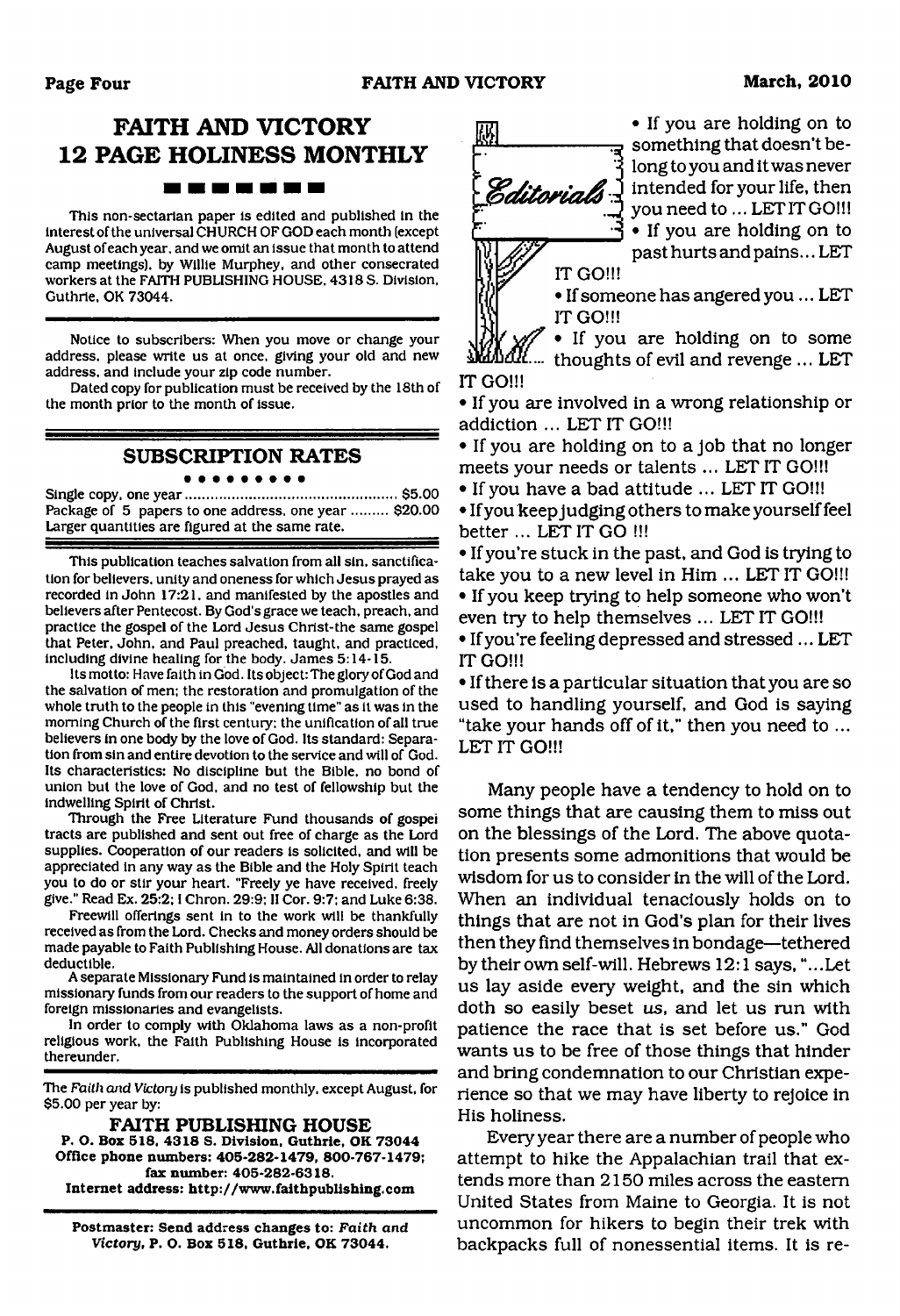## FAITH AND VICTORY
## 12 PAGE HOLINESS MONTHLY

This non-sectarian paper is edited and published in the interest of the universal CHURCH OF GOD each month (except August of each year, and we omit an issue that month to attend camp meetings), by Willie Murphey, and other consecrated workers at the FAITH PUBLISHING HOUSE, 4318 S. Division, Guthrie, OK 73044.

Notice to subscribers: When you move or change your address, please write us at once, giving your old and new address, and include your zip code number.

Dated copy for publication must be received by the 18th of the month prior to the month of issue.

### SUBSCRIPTION RATES

Single copy, one year .......................................... $5.00
Package of 5 papers to one address, one year ......... $20.00
Larger quantities are figured at the same rate.

This publication teaches salvation from all sin, sanctification for believers, unity and oneness for which Jesus prayed as recorded in John 17:21, and manifested by the apostles and believers after Pentecost. By God's grace we teach, preach, and practice the gospel of the Lord Jesus Christ-the same gospel that Peter, John, and Paul preached, taught, and practiced, including divine healing for the body. James 5:14-15.

Its motto: Have faith in God. Its object: The glory of God and the salvation of men; the restoration and promulgation of the whole truth to the people in this "evening time" as it was in the morning Church of the first century; the unification of all true believers in one body by the love of God. Its standard: Separation from sin and entire devotion to the service and will of God. Its characteristics: No discipline but the Bible, no bond of union but the love of God, and no test of fellowship but the indwelling Spirit of Christ.

Through the Free Literature Fund thousands of gospel tracts are published and sent out free of charge as the Lord supplies. Cooperation of our readers is solicited, and will be appreciated in any way as the Bible and the Holy Spirit teach you to do or stir your heart. "Freely ye have received, freely give." Read Ex. 25:2; I Chron. 29:9; II Cor. 9:7; and Luke 6:38.

Freewill offerings sent in to the work will be thankfully received as from the Lord. Checks and money orders should be made payable to Faith Publishing House. All donations are tax deductible.

A separate Missionary Fund is maintained in order to relay missionary funds from our readers to the support of home and foreign missionaries and evangelists.

In order to comply with Oklahoma laws as a non-profit religious work, the Faith Publishing House is incorporated thereunder.

The *Faith and Victory* is published monthly, except August, for $5.00 per year by:

**FAITH PUBLISHING HOUSE**
**P. O. Box 518, 4318 S. Division, Guthrie, OK 73044**
**Office phone numbers: 405-282-1479, 800-767-1479; fax number: 405-282-6318.**
**Internet address: http://www.faithpublishing.com**

**Postmaster: Send address changes to: *Faith and Victory*, P. O. Box 518, Guthrie, OK 73044.**

## Editorials

- If you are holding on to something that doesn't belong to you and it was never intended for your life, then you need to ... LET IT GO!!!
- If you are holding on to past hurts and pains... LET IT GO!!!
- If someone has angered you ... LET IT GO!!!
- If you are holding on to some thoughts of evil and revenge ... LET IT GO!!!
- If you are involved in a wrong relationship or addiction ... LET IT GO!!!
- If you are holding on to a job that no longer meets your needs or talents ... LET IT GO!!!
- If you have a bad attitude ... LET IT GO!!!
- If you keep judging others to make yourself feel better ... LET IT GO !!!
- If you're stuck in the past, and God is trying to take you to a new level in Him ... LET IT GO!!!
- If you keep trying to help someone who won't even try to help themselves ... LET IT GO!!!
- If you're feeling depressed and stressed ... LET IT GO!!!
- If there is a particular situation that you are so used to handling yourself, and God is saying "take your hands off of it," then you need to ... LET IT GO!!!

Many people have a tendency to hold on to some things that are causing them to miss out on the blessings of the Lord. The above quotation presents some admonitions that would be wisdom for us to consider in the will of the Lord. When an individual tenaciously holds on to things that are not in God's plan for their lives then they find themselves in bondage—tethered by their own self-will. Hebrews 12:1 says, "...Let us lay aside every weight, and the sin which doth so easily beset *us*, and let us run with patience the race that is set before us." God wants us to be free of those things that hinder and bring condemnation to our Christian experience so that we may have liberty to rejoice in His holiness.

Every year there are a number of people who attempt to hike the Appalachian trail that extends more than 2150 miles across the eastern United States from Maine to Georgia. It is not uncommon for hikers to begin their trek with backpacks full of nonessential items. It is re-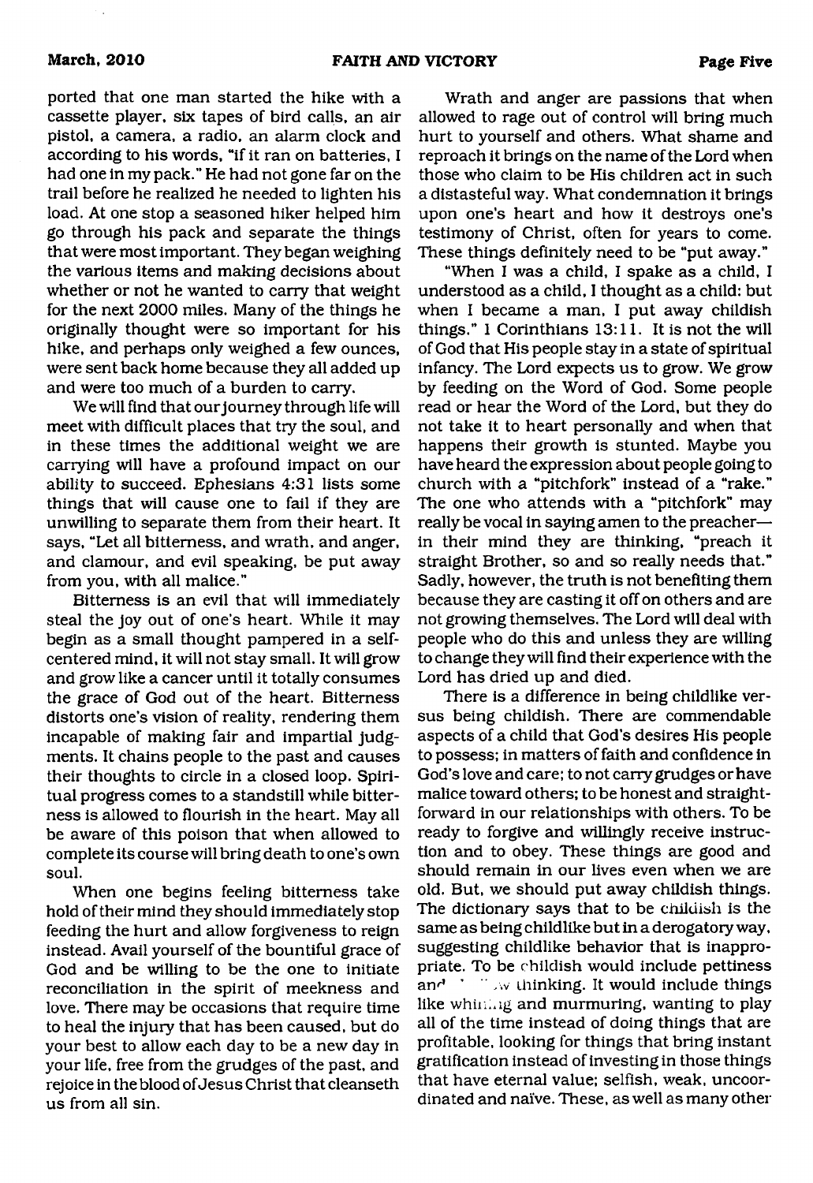ported that one man started the hike with a cassette player, six tapes of bird calls, an air pistol, a camera, a radio, an alarm clock and according to his words, "if it ran on batteries, I had one in my pack." He had not gone far on the trail before he realized he needed to lighten his load. At one stop a seasoned hiker helped him go through his pack and separate the things that were most important. They began weighing the various items and making decisions about whether or not he wanted to carry that weight for the next 2000 miles. Many of the things he originally thought were so important for his hike, and perhaps only weighed a few ounces, were sent back home because they all added up and were too much of a burden to carry.

We will find that our journey through life will meet with difficult places that try the soul, and in these times the additional weight we are carrying will have a profound impact on our ability to succeed. Ephesians 4:31 lists some things that will cause one to fail if they are unwilling to separate them from their heart. It says, "Let all bitterness, and wrath, and anger, and clamour, and evil speaking, be put away from you, with all malice."

Bitterness is an evil that will immediately steal the joy out of one's heart. While it may begin as a small thought pampered in a self-centered mind, it will not stay small. It will grow and grow like a cancer until it totally consumes the grace of God out of the heart. Bitterness distorts one's vision of reality, rendering them incapable of making fair and impartial judgments. It chains people to the past and causes their thoughts to circle in a closed loop. Spiritual progress comes to a standstill while bitterness is allowed to flourish in the heart. May all be aware of this poison that when allowed to complete its course will bring death to one's own soul.

When one begins feeling bitterness take hold of their mind they should immediately stop feeding the hurt and allow forgiveness to reign instead. Avail yourself of the bountiful grace of God and be willing to be the one to initiate reconciliation in the spirit of meekness and love. There may be occasions that require time to heal the injury that has been caused, but do your best to allow each day to be a new day in your life, free from the grudges of the past, and rejoice in the blood of Jesus Christ that cleanseth us from all sin.

Wrath and anger are passions that when allowed to rage out of control will bring much hurt to yourself and others. What shame and reproach it brings on the name of the Lord when those who claim to be His children act in such a distasteful way. What condemnation it brings upon one's heart and how it destroys one's testimony of Christ, often for years to come. These things definitely need to be "put away."

"When I was a child, I spake as a child, I understood as a child, I thought as a child: but when I became a man, I put away childish things." 1 Corinthians 13:11. It is not the will of God that His people stay in a state of spiritual infancy. The Lord expects us to grow. We grow by feeding on the Word of God. Some people read or hear the Word of the Lord, but they do not take it to heart personally and when that happens their growth is stunted. Maybe you have heard the expression about people going to church with a "pitchfork" instead of a "rake." The one who attends with a "pitchfork" may really be vocal in saying amen to the preacher—in their mind they are thinking, "preach it straight Brother, so and so really needs that." Sadly, however, the truth is not benefiting them because they are casting it off on others and are not growing themselves. The Lord will deal with people who do this and unless they are willing to change they will find their experience with the Lord has dried up and died.

There is a difference in being childlike versus being childish. There are commendable aspects of a child that God's desires His people to possess; in matters of faith and confidence in God's love and care; to not carry grudges or have malice toward others; to be honest and straightforward in our relationships with others. To be ready to forgive and willingly receive instruction and to obey. These things are good and should remain in our lives even when we are old. But, we should put away childish things. The dictionary says that to be childish is the same as being childlike but in a derogatory way, suggesting childlike behavior that is inappropriate. To be childish would include pettiness and shallow thinking. It would include things like whining and murmuring, wanting to play all of the time instead of doing things that are profitable, looking for things that bring instant gratification instead of investing in those things that have eternal value; selfish, weak, uncoordinated and naïve. These, as well as many other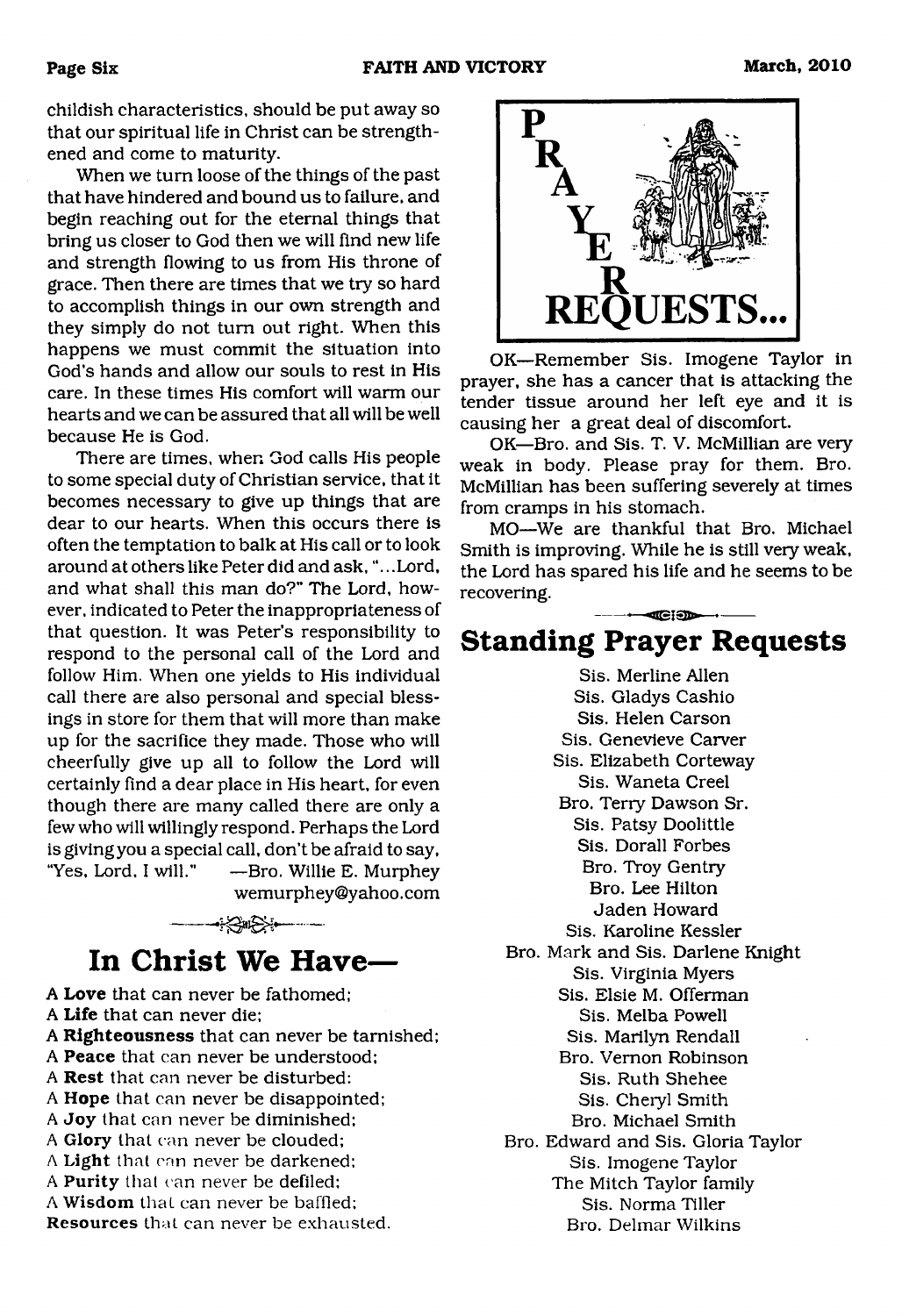childish characteristics, should be put away so that our spiritual life in Christ can be strengthened and come to maturity.

When we turn loose of the things of the past that have hindered and bound us to failure, and begin reaching out for the eternal things that bring us closer to God then we will find new life and strength flowing to us from His throne of grace. Then there are times that we try so hard to accomplish things in our own strength and they simply do not turn out right. When this happens we must commit the situation into God's hands and allow our souls to rest in His care. In these times His comfort will warm our hearts and we can be assured that all will be well because He is God.

There are times, when God calls His people to some special duty of Christian service, that it becomes necessary to give up things that are dear to our hearts. When this occurs there is often the temptation to balk at His call or to look around at others like Peter did and ask, "...Lord, and what shall this man do?" The Lord, however, indicated to Peter the inappropriateness of that question. It was Peter's responsibility to respond to the personal call of the Lord and follow Him. When one yields to His individual call there are also personal and special blessings in store for them that will more than make up for the sacrifice they made. Those who will cheerfully give up all to follow the Lord will certainly find a dear place in His heart, for even though there are many called there are only a few who will willingly respond. Perhaps the Lord is giving you a special call, don't be afraid to say, "Yes, Lord, I will." —Bro. Willie E. Murphey
wemurphey@yahoo.com

## In Christ We Have—

A **Love** that can never be fathomed;
A **Life** that can never die;
A **Righteousness** that can never be tarnished;
A **Peace** that can never be understood;
A **Rest** that can never be disturbed:
A **Hope** that can never be disappointed;
A **Joy** that can never be diminished;
A **Glory** that can never be clouded;
A **Light** that can never be darkened;
A **Purity** that can never be defiled;
A **Wisdom** that can never be baffled;
**Resources** that can never be exhausted.

## PRAYER REQUESTS...

OK—Remember Sis. Imogene Taylor in prayer, she has a cancer that is attacking the tender tissue around her left eye and it is causing her a great deal of discomfort.

OK—Bro. and Sis. T. V. McMillian are very weak in body. Please pray for them. Bro. McMillian has been suffering severely at times from cramps in his stomach.

MO—We are thankful that Bro. Michael Smith is improving. While he is still very weak, the Lord has spared his life and he seems to be recovering.

## Standing Prayer Requests

Sis. Merline Allen
Sis. Gladys Cashio
Sis. Helen Carson
Sis. Genevieve Carver
Sis. Elizabeth Corteway
Sis. Waneta Creel
Bro. Terry Dawson Sr.
Sis. Patsy Doolittle
Sis. Dorall Forbes
Bro. Troy Gentry
Bro. Lee Hilton
Jaden Howard
Sis. Karoline Kessler
Bro. Mark and Sis. Darlene Knight
Sis. Virginia Myers
Sis. Elsie M. Offerman
Sis. Melba Powell
Sis. Marilyn Rendall
Bro. Vernon Robinson
Sis. Ruth Shehee
Sis. Cheryl Smith
Bro. Michael Smith
Bro. Edward and Sis. Gloria Taylor
Sis. Imogene Taylor
The Mitch Taylor family
Sis. Norma Tiller
Bro. Delmar Wilkins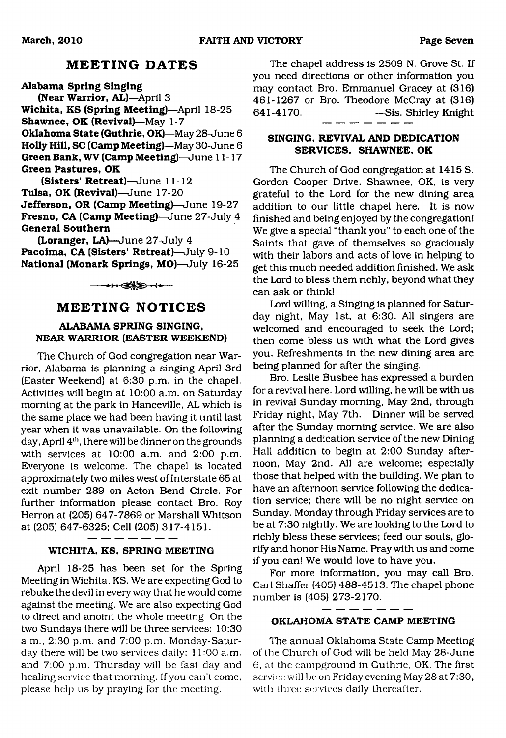## MEETING DATES

**Alabama Spring Singing**
**(Near Warrior, AL)**—April 3
**Wichita, KS (Spring Meeting)**—April 18-25
**Shawnee, OK (Revival)**—May 1-7
**Oklahoma State (Guthrie, OK)**—May 28-June 6
**Holly Hill, SC (Camp Meeting)**—May 30-June 6
**Green Bank, WV (Camp Meeting)**—June 11-17
**Green Pastures, OK**
**(Sisters' Retreat)**—June 11-12
**Tulsa, OK (Revival)**—June 17-20
**Jefferson, OR (Camp Meeting)**—June 19-27
**Fresno, CA (Camp Meeting)**—June 27-July 4
**General Southern**
**(Loranger, LA)**—June 27-July 4
**Pacoima, CA (Sisters' Retreat)**—July 9-10
**National (Monark Springs, MO)**—July 16-25

## MEETING NOTICES

### ALABAMA SPRING SINGING, NEAR WARRIOR (EASTER WEEKEND)

The Church of God congregation near Warrior, Alabama is planning a singing April 3rd (Easter Weekend) at 6:30 p.m. in the chapel. Activities will begin at 10:00 a.m. on Saturday morning at the park in Hanceville, AL which is the same place we had been having it until last year when it was unavailable. On the following day, April 4th, there will be dinner on the grounds with services at 10:00 a.m. and 2:00 p.m. Everyone is welcome. The chapel is located approximately two miles west of Interstate 65 at exit number 289 on Acton Bend Circle. For further information please contact Bro. Roy Herron at (205) 647-7869 or Marshall Whitson at (205) 647-6325; Cell (205) 317-4151.

### WICHITA, KS, SPRING MEETING

April 18-25 has been set for the Spring Meeting in Wichita, KS. We are expecting God to rebuke the devil in every way that he would come against the meeting. We are also expecting God to direct and anoint the whole meeting. On the two Sundays there will be three services: 10:30 a.m., 2:30 p.m. and 7:00 p.m. Monday-Saturday there will be two services daily: 11:00 a.m. and 7:00 p.m. Thursday will be fast day and healing service that morning. If you can't come, please help us by praying for the meeting.

The chapel address is 2509 N. Grove St. If you need directions or other information you may contact Bro. Emmanuel Gracey at (316) 461-1267 or Bro. Theodore McCray at (316) 641-4170. —Sis. Shirley Knight

### SINGING, REVIVAL AND DEDICATION SERVICES, SHAWNEE, OK

The Church of God congregation at 1415 S. Gordon Cooper Drive, Shawnee, OK, is very grateful to the Lord for the new dining area addition to our little chapel here. It is now finished and being enjoyed by the congregation! We give a special "thank you" to each one of the Saints that gave of themselves so graciously with their labors and acts of love in helping to get this much needed addition finished. We ask the Lord to bless them richly, beyond what they can ask or think!

Lord willing, a Singing is planned for Saturday night, May 1st, at 6:30. All singers are welcomed and encouraged to seek the Lord; then come bless us with what the Lord gives you. Refreshments in the new dining area are being planned for after the singing.

Bro. Leslie Busbee has expressed a burden for a revival here. Lord willing, he will be with us in revival Sunday morning, May 2nd, through Friday night, May 7th. Dinner will be served after the Sunday morning service. We are also planning a dedication service of the new Dining Hall addition to begin at 2:00 Sunday afternoon, May 2nd. All are welcome; especially those that helped with the building. We plan to have an afternoon service following the dedication service; there will be no night service on Sunday. Monday through Friday services are to be at 7:30 nightly. We are looking to the Lord to richly bless these services; feed our souls, glorify and honor His Name. Pray with us and come if you can! We would love to have you.

For more information, you may call Bro. Carl Shaffer (405) 488-4513. The chapel phone number is (405) 273-2170.

### OKLAHOMA STATE CAMP MEETING

The annual Oklahoma State Camp Meeting of the Church of God will be held May 28-June 6, at the campground in Guthrie, OK. The first service will be on Friday evening May 28 at 7:30, with three services daily thereafter.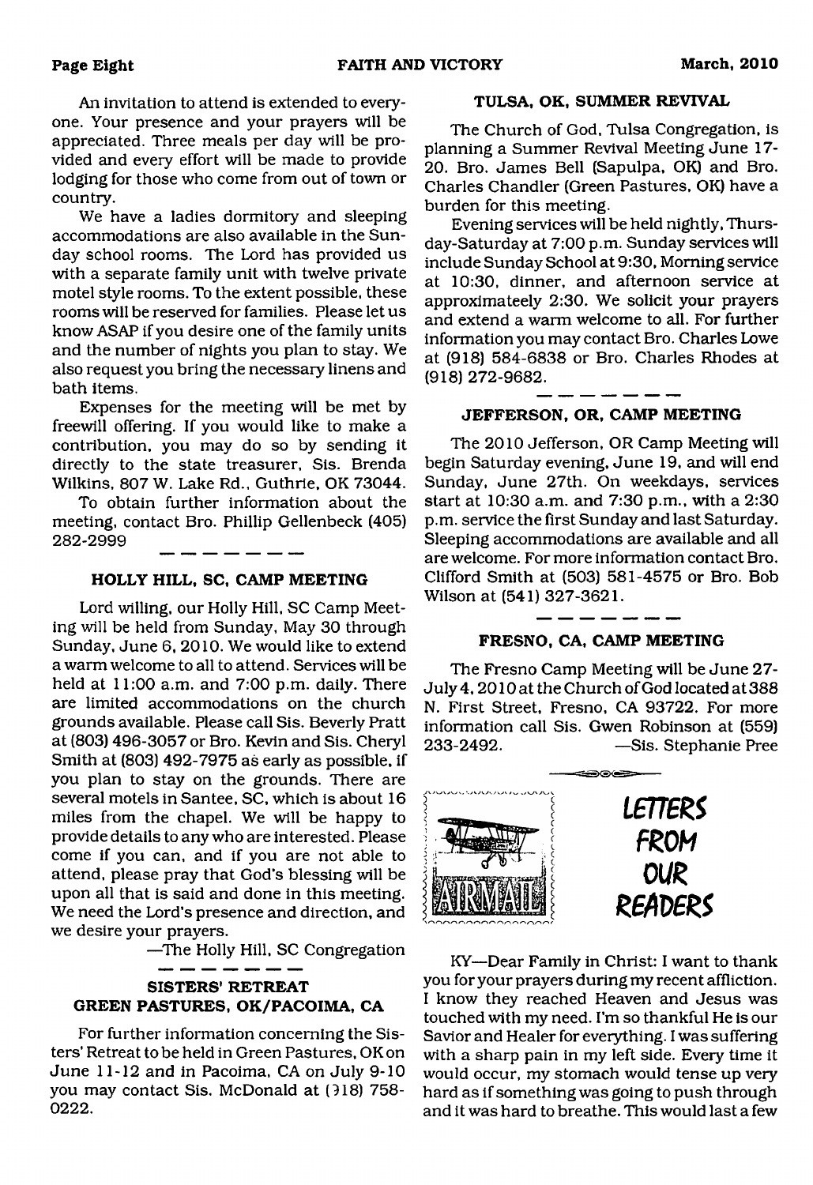An invitation to attend is extended to everyone. Your presence and your prayers will be appreciated. Three meals per day will be provided and every effort will be made to provide lodging for those who come from out of town or country.

We have a ladies dormitory and sleeping accommodations are also available in the Sunday school rooms. The Lord has provided us with a separate family unit with twelve private motel style rooms. To the extent possible, these rooms will be reserved for families. Please let us know ASAP if you desire one of the family units and the number of nights you plan to stay. We also request you bring the necessary linens and bath items.

Expenses for the meeting will be met by freewill offering. If you would like to make a contribution, you may do so by sending it directly to the state treasurer, Sis. Brenda Wilkins, 807 W. Lake Rd., Guthrie, OK 73044.

To obtain further information about the meeting, contact Bro. Phillip Gellenbeck (405) 282-2999

### HOLLY HILL, SC, CAMP MEETING

Lord willing, our Holly Hill, SC Camp Meeting will be held from Sunday, May 30 through Sunday, June 6, 2010. We would like to extend a warm welcome to all to attend. Services will be held at 11:00 a.m. and 7:00 p.m. daily. There are limited accommodations on the church grounds available. Please call Sis. Beverly Pratt at (803) 496-3057 or Bro. Kevin and Sis. Cheryl Smith at (803) 492-7975 as early as possible, if you plan to stay on the grounds. There are several motels in Santee, SC, which is about 16 miles from the chapel. We will be happy to provide details to any who are interested. Please come if you can, and if you are not able to attend, please pray that God's blessing will be upon all that is said and done in this meeting. We need the Lord's presence and direction, and we desire your prayers.

—The Holly Hill, SC Congregation

### SISTERS' RETREAT GREEN PASTURES, OK/PACOIMA, CA

For further information concerning the Sisters' Retreat to be held in Green Pastures, OK on June 11-12 and in Pacoima, CA on July 9-10 you may contact Sis. McDonald at (918) 758-0222.

### TULSA, OK, SUMMER REVIVAL

The Church of God, Tulsa Congregation, is planning a Summer Revival Meeting June 17-20. Bro. James Bell (Sapulpa, OK) and Bro. Charles Chandler (Green Pastures, OK) have a burden for this meeting.

Evening services will be held nightly, Thursday-Saturday at 7:00 p.m. Sunday services will include Sunday School at 9:30, Morning service at 10:30, dinner, and afternoon service at approximateely 2:30. We solicit your prayers and extend a warm welcome to all. For further information you may contact Bro. Charles Lowe at (918) 584-6838 or Bro. Charles Rhodes at (918) 272-9682.

### JEFFERSON, OR, CAMP MEETING

The 2010 Jefferson, OR Camp Meeting will begin Saturday evening, June 19, and will end Sunday, June 27th. On weekdays, services start at 10:30 a.m. and 7:30 p.m., with a 2:30 p.m. service the first Sunday and last Saturday. Sleeping accommodations are available and all are welcome. For more information contact Bro. Clifford Smith at (503) 581-4575 or Bro. Bob Wilson at (541) 327-3621.

### FRESNO, CA, CAMP MEETING

The Fresno Camp Meeting will be June 27-July 4, 2010 at the Church of God located at 388 N. First Street, Fresno, CA 93722. For more information call Sis. Gwen Robinson at (559) 233-2492.

—Sis. Stephanie Pree

## LETTERS FROM OUR READERS

KY—Dear Family in Christ: I want to thank you for your prayers during my recent affliction. I know they reached Heaven and Jesus was touched with my need. I'm so thankful He is our Savior and Healer for everything. I was suffering with a sharp pain in my left side. Every time it would occur, my stomach would tense up very hard as if something was going to push through and it was hard to breathe. This would last a few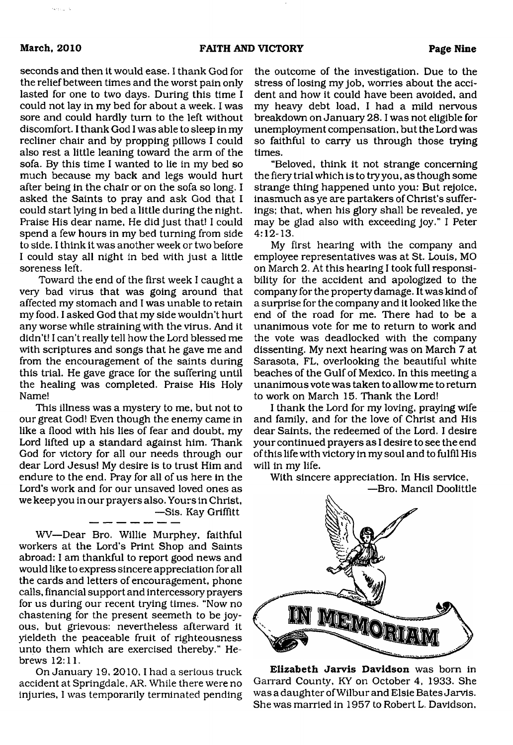seconds and then it would ease. I thank God for the relief between times and the worst pain only lasted for one to two days. During this time I could not lay in my bed for about a week. I was sore and could hardly turn to the left without discomfort. I thank God I was able to sleep in my recliner chair and by propping pillows I could also rest a little leaning toward the arm of the sofa. By this time I wanted to lie in my bed so much because my back and legs would hurt after being in the chair or on the sofa so long. I asked the Saints to pray and ask God that I could start lying in bed a little during the night. Praise His dear name, He did just that! I could spend a few hours in my bed turning from side to side. I think it was another week or two before I could stay all night in bed with just a little soreness left.

Toward the end of the first week I caught a very bad virus that was going around that affected my stomach and I was unable to retain my food. I asked God that my side wouldn't hurt any worse while straining with the virus. And it didn't! I can't really tell how the Lord blessed me with scriptures and songs that he gave me and from the encouragement of the saints during this trial. He gave grace for the suffering until the healing was completed. Praise His Holy Name!

This illness was a mystery to me, but not to our great God! Even though the enemy came in like a flood with his lies of fear and doubt, my Lord lifted up a standard against him. Thank God for victory for all our needs through our dear Lord Jesus! My desire is to trust Him and endure to the end. Pray for all of us here in the Lord's work and for our unsaved loved ones as we keep you in our prayers also. Yours in Christ,

—Sis. Kay Griffitt

---

WV—Dear Bro. Willie Murphey, faithful workers at the Lord's Print Shop and Saints abroad: I am thankful to report good news and would like to express sincere appreciation for all the cards and letters of encouragement, phone calls, financial support and intercessory prayers for us during our recent trying times. "Now no chastening for the present seemeth to be joyous, but grievous: nevertheless afterward it yieldeth the peaceable fruit of righteousness unto them which are exercised thereby." Hebrews 12:11.

On January 19, 2010, I had a serious truck accident at Springdale, AR. While there were no injuries, I was temporarily terminated pending the outcome of the investigation. Due to the stress of losing my job, worries about the accident and how it could have been avoided, and my heavy debt load, I had a mild nervous breakdown on January 28. I was not eligible for unemployment compensation, but the Lord was so faithful to carry us through those trying times.

"Beloved, think it not strange concerning the fiery trial which is to try you, as though some strange thing happened unto you: But rejoice, inasmuch as ye are partakers of Christ's sufferings; that, when his glory shall be revealed, ye may be glad also with exceeding joy." I Peter 4:12-13.

My first hearing with the company and employee representatives was at St. Louis, MO on March 2. At this hearing I took full responsibility for the accident and apologized to the company for the property damage. It was kind of a surprise for the company and it looked like the end of the road for me. There had to be a unanimous vote for me to return to work and the vote was deadlocked with the company dissenting. My next hearing was on March 7 at Sarasota, FL, overlooking the beautiful white beaches of the Gulf of Mexico. In this meeting a unanimous vote was taken to allow me to return to work on March 15. Thank the Lord!

I thank the Lord for my loving, praying wife and family, and for the love of Christ and His dear Saints, the redeemed of the Lord. I desire your continued prayers as I desire to see the end of this life with victory in my soul and to fulfil His will in my life.

With sincere appreciation. In His service,

—Bro. Mancil Doolittle

# IN MEMORIAM

**Elizabeth Jarvis Davidson** was born in Garrard County, KY on October 4, 1933. She was a daughter of Wilbur and Elsie Bates Jarvis. She was married in 1957 to Robert L. Davidson,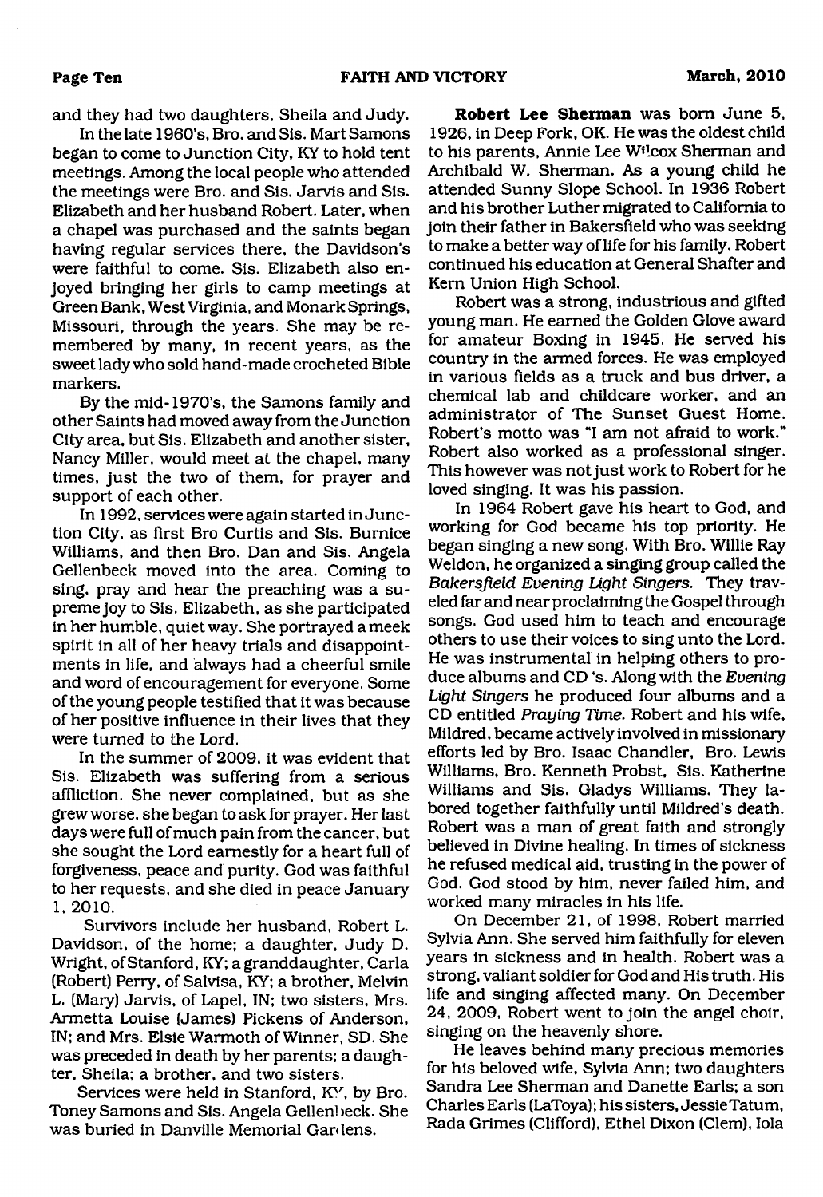and they had two daughters, Sheila and Judy.

In the late 1960's, Bro. and Sis. Mart Samons began to come to Junction City, KY to hold tent meetings. Among the local people who attended the meetings were Bro. and Sis. Jarvis and Sis. Elizabeth and her husband Robert. Later, when a chapel was purchased and the saints began having regular services there, the Davidson's were faithful to come. Sis. Elizabeth also enjoyed bringing her girls to camp meetings at Green Bank, West Virginia, and Monark Springs, Missouri, through the years. She may be remembered by many, in recent years, as the sweet lady who sold hand-made crocheted Bible markers.

By the mid-1970's, the Samons family and other Saints had moved away from the Junction City area, but Sis. Elizabeth and another sister, Nancy Miller, would meet at the chapel, many times, just the two of them, for prayer and support of each other.

In 1992, services were again started in Junction City, as first Bro Curtis and Sis. Burnice Williams, and then Bro. Dan and Sis. Angela Gellenbeck moved into the area. Coming to sing, pray and hear the preaching was a supreme joy to Sis. Elizabeth, as she participated in her humble, quiet way. She portrayed a meek spirit in all of her heavy trials and disappointments in life, and always had a cheerful smile and word of encouragement for everyone. Some of the young people testified that it was because of her positive influence in their lives that they were turned to the Lord.

In the summer of 2009, it was evident that Sis. Elizabeth was suffering from a serious affliction. She never complained, but as she grew worse, she began to ask for prayer. Her last days were full of much pain from the cancer, but she sought the Lord earnestly for a heart full of forgiveness, peace and purity. God was faithful to her requests, and she died in peace January 1, 2010.

Survivors include her husband, Robert L. Davidson, of the home; a daughter, Judy D. Wright, of Stanford, KY; a granddaughter, Carla (Robert) Perry, of Salvisa, KY; a brother, Melvin L. (Mary) Jarvis, of Lapel, IN; two sisters, Mrs. Armetta Louise (James) Pickens of Anderson, IN; and Mrs. Elsie Warmoth of Winner, SD. She was preceded in death by her parents; a daughter, Sheila; a brother, and two sisters.

Services were held in Stanford, KY, by Bro. Toney Samons and Sis. Angela Gellenbeck. She was buried in Danville Memorial Gardens.

**Robert Lee Sherman** was born June 5, 1926, in Deep Fork, OK. He was the oldest child to his parents, Annie Lee Wilcox Sherman and Archibald W. Sherman. As a young child he attended Sunny Slope School. In 1936 Robert and his brother Luther migrated to California to join their father in Bakersfield who was seeking to make a better way of life for his family. Robert continued his education at General Shafter and Kern Union High School.

Robert was a strong, industrious and gifted young man. He earned the Golden Glove award for amateur Boxing in 1945. He served his country in the armed forces. He was employed in various fields as a truck and bus driver, a chemical lab and childcare worker, and an administrator of The Sunset Guest Home. Robert's motto was "I am not afraid to work." Robert also worked as a professional singer. This however was not just work to Robert for he loved singing. It was his passion.

In 1964 Robert gave his heart to God, and working for God became his top priority. He began singing a new song. With Bro. Willie Ray Weldon, he organized a singing group called the *Bakersfield Evening Light Singers*. They traveled far and near proclaiming the Gospel through songs. God used him to teach and encourage others to use their voices to sing unto the Lord. He was instrumental in helping others to produce albums and CD 's. Along with the *Evening Light Singers* he produced four albums and a CD entitled *Praying Time*. Robert and his wife, Mildred, became actively involved in missionary efforts led by Bro. Isaac Chandler, Bro. Lewis Williams, Bro. Kenneth Probst, Sis. Katherine Williams and Sis. Gladys Williams. They labored together faithfully until Mildred's death. Robert was a man of great faith and strongly believed in Divine healing. In times of sickness he refused medical aid, trusting in the power of God. God stood by him, never failed him, and worked many miracles in his life.

On December 21, of 1998, Robert married Sylvia Ann. She served him faithfully for eleven years in sickness and in health. Robert was a strong, valiant soldier for God and His truth. His life and singing affected many. On December 24, 2009, Robert went to join the angel choir, singing on the heavenly shore.

He leaves behind many precious memories for his beloved wife, Sylvia Ann; two daughters Sandra Lee Sherman and Danette Earls; a son Charles Earls (LaToya); his sisters, Jessie Tatum, Rada Grimes (Clifford), Ethel Dixon (Clem), Iola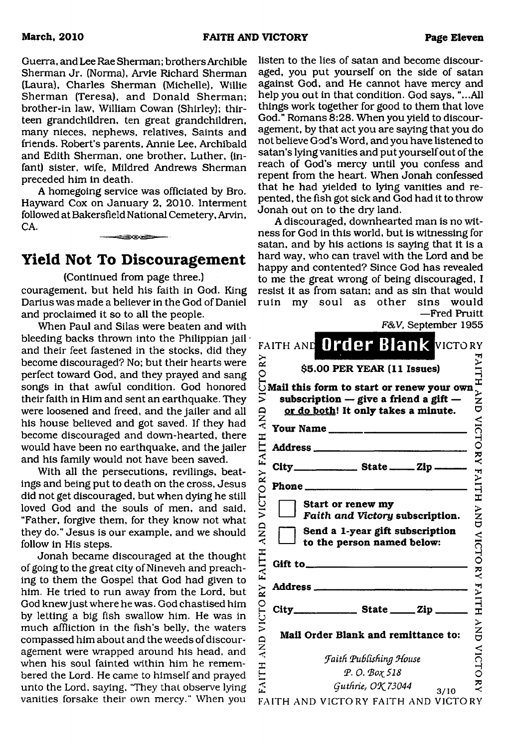Guerra, and Lee Rae Sherman; brothers Archible Sherman Jr. (Norma), Arvie Richard Sherman (Laura), Charles Sherman (Michelle), Willie Sherman (Teresa), and Donald Sherman; brother-in law, William Cowan (Shirley); thirteen grandchildren, ten great grandchildren, many nieces, nephews, relatives, Saints and friends. Robert's parents, Annie Lee, Archibald and Edith Sherman, one brother, Luther, (infant) sister, wife, Mildred Andrews Sherman preceded him in death.

A homegoing service was officiated by Bro. Hayward Cox on January 2, 2010. Interment followed at Bakersfield National Cemetery, Arvin, CA.

## Yield Not To Discouragement

(Continued from page three.)

couragement, but held his faith in God. King Darius was made a believer in the God of Daniel and proclaimed it so to all the people.

When Paul and Silas were beaten and with bleeding backs thrown into the Philippian jail and their feet fastened in the stocks, did they become discouraged? No; but their hearts were perfect toward God, and they prayed and sang songs in that awful condition. God honored their faith in Him and sent an earthquake. They were loosened and freed, and the jailer and all his house believed and got saved. If they had become discouraged and down-hearted, there would have been no earthquake, and the jailer and his family would not have been saved.

With all the persecutions, revilings, beatings and being put to death on the cross, Jesus did not get discouraged, but when dying he still loved God and the souls of men, and said, "Father, forgive them, for they know not what they do." Jesus is our example, and we should follow in His steps.

Jonah became discouraged at the thought of going to the great city of Nineveh and preaching to them the Gospel that God had given to him. He tried to run away from the Lord, but God knew just where he was. God chastised him by letting a big fish swallow him. He was in much affliction in the fish's belly, the waters compassed him about and the weeds of discouragement were wrapped around his head, and when his soul fainted within him he remembered the Lord. He came to himself and prayed unto the Lord, saying, "They that observe lying vanities forsake their own mercy." When you listen to the lies of satan and become discouraged, you put yourself on the side of satan against God, and He cannot have mercy and help you out in that condition. God says, "...All things work together for good to them that love God." Romans 8:28. When you yield to discouragement, by that act you are saying that you do not believe God's Word, and you have listened to satan's lying vanities and put yourself out of the reach of God's mercy until you confess and repent from the heart. When Jonah confessed that he had yielded to lying vanities and repented, the fish got sick and God had it to throw Jonah out on to the dry land.

A discouraged, downhearted man is no witness for God in this world, but is witnessing for satan, and by his actions is saying that it is a hard way, who can travel with the Lord and be happy and contented? Since God has revealed to me the great wrong of being discouraged, I resist it as from satan; and as sin that would ruin my soul as other sins would

—Fred Pruitt

*F&V*, September 1955

## Order Blank

**$5.00 PER YEAR (11 Issues)**

**Mail this form to start or renew your own subscription — give a friend a gift — or do both! It only takes a minute.**

**Your Name** ______________________

**Address** ______________________

**City** __________ **State** _____ **Zip** _____

**Phone** ______________________

☐ **Start or renew my *Faith and Victory* subscription.**

☐ **Send a 1-year gift subscription to the person named below:**

**Gift to** ______________________

**Address** ______________________

**City** __________ **State** _____ **Zip** _____

**Mail Order Blank and remittance to:**

*Faith Publishing House*
*P. O. Box 518*
*Guthrie, OK 73044*

3/10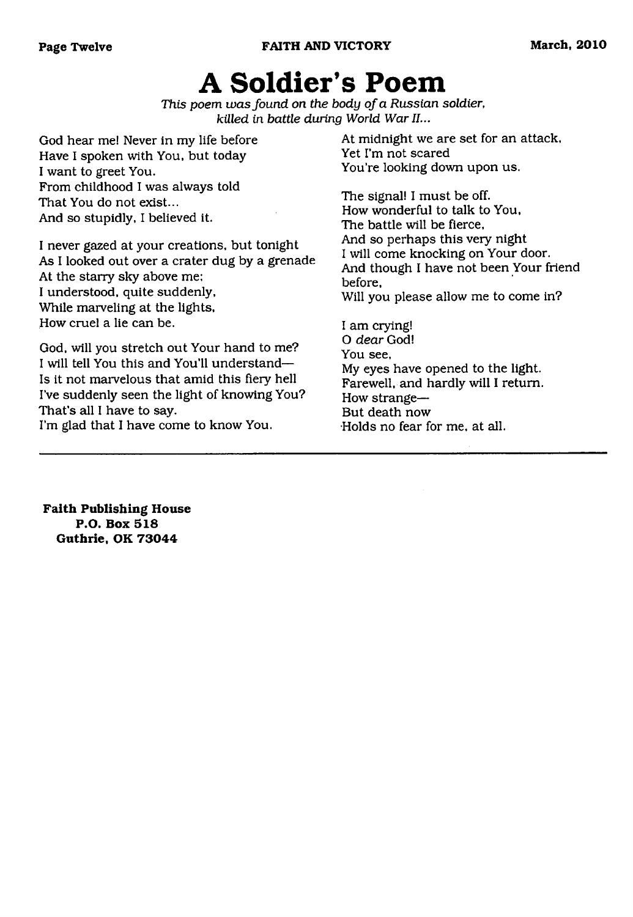# A Soldier's Poem

*This poem was found on the body of a Russian soldier, killed in battle during World War II...*

God hear me! Never in my life before
Have I spoken with You, but today
I want to greet You.
From childhood I was always told
That You do not exist...
And so stupidly, I believed it.

I never gazed at your creations, but tonight
As I looked out over a crater dug by a grenade
At the starry sky above me;
I understood, quite suddenly,
While marveling at the lights,
How cruel a lie can be.

God, will you stretch out Your hand to me?
I will tell You this and You'll understand—
Is it not marvelous that amid this fiery hell
I've suddenly seen the light of knowing You?
That's all I have to say.
I'm glad that I have come to know You.

At midnight we are set for an attack,
Yet I'm not scared
You're looking down upon us.

The signal! I must be off.
How wonderful to talk to You,
The battle will be fierce,
And so perhaps this very night
I will come knocking on Your door.
And though I have not been Your friend before,
Will you please allow me to come in?

I am crying!
O *dear* God!
You see,
My eyes have opened to the light.
Farewell, and hardly will I return.
How strange—
But death now
Holds no fear for me, at all.

---

**Faith Publishing House**
**P.O. Box 518**
**Guthrie, OK 73044**